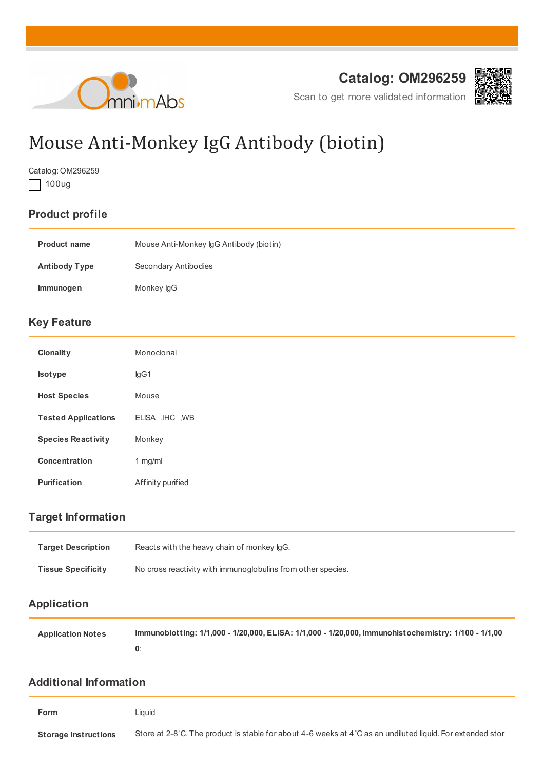Catalog: OM296259

Scan to get more validated information

# Mouse Anti-Monkey IgG Antibody (biotin)

Catalog: OM296259

☐ 100ug

## Product profile

| | |
|---|---|
| **Product name** | Mouse Anti-Monkey IgG Antibody (biotin) |
| **Antibody Type** | Secondary Antibodies |
| **Immunogen** | Monkey IgG |

## Key Feature

| | |
|---|---|
| **Clonality** | Monoclonal |
| **Isotype** | IgG1 |
| **Host Species** | Mouse |
| **Tested Applications** | ELISA ,IHC ,WB |
| **Species Reactivity** | Monkey |
| **Concentration** | 1 mg/ml |
| **Purification** | Affinity purified |

## Target Information

| | |
|---|---|
| **Target Description** | Reacts with the heavy chain of monkey IgG. |
| **Tissue Specificity** | No cross reactivity with immunoglobulins from other species. |

## Application

| | |
|---|---|
| **Application Notes** | **Immunoblotting: 1/1,000 - 1/20,000, ELISA: 1/1,000 - 1/20,000, Immunohistochemistry: 1/100 - 1/1,000**: |

## Additional Information

| | |
|---|---|
| **Form** | Liquid |
| **Storage Instructions** | Store at 2-8˚C. The product is stable for about 4-6 weeks at 4˚C as an undiluted liquid. For extended stor |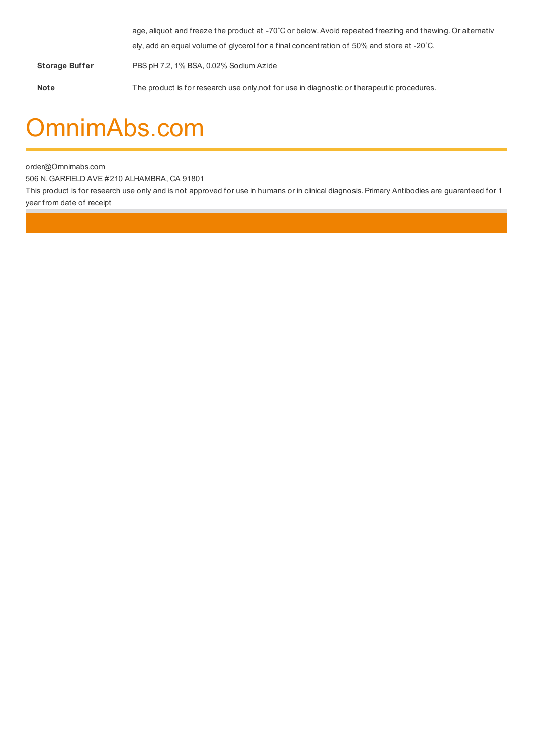| | |
|---|---|
| | age, aliquot and freeze the product at -70˚C or below. Avoid repeated freezing and thawing. Or alternatively, add an equal volume of glycerol for a final concentration of 50% and store at -20˚C. |
| **Storage Buffer** | PBS pH 7.2, 1% BSA, 0.02% Sodium Azide |
| **Note** | The product is for research use only,not for use in diagnostic or therapeutic procedures. |

# OmnimAbs.com

order@Omnimabs.com

506 N. GARFIELD AVE #210 ALHAMBRA, CA 91801

This product is for research use only and is not approved for use in humans or in clinical diagnosis. Primary Antibodies are guaranteed for 1 year from date of receipt